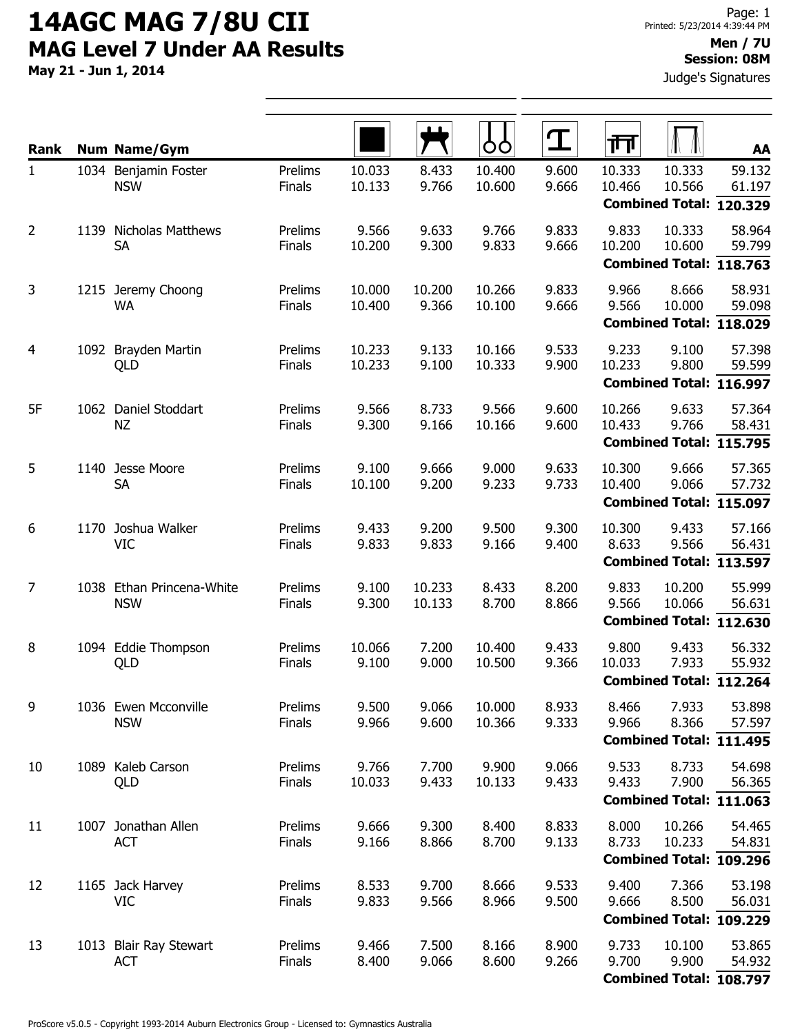# 14AGC MAG 7/8U CII

## MAG Level 7 Under AA Results

**May 21 - Jun 1, 2014**

Printed: 5/23/2014 4:39:44 PM

**Men / 7U**
**Session: 08M**

Judge's Signatures

| Rank | Num | Name/Gym | | Floor | Pommel Horse | Rings | Vault | Parallel Bars | High Bar | AA |
|---|---|---|---|---|---|---|---|---|---|---|
| 1 | 1034 | Benjamin Foster | Prelims | 10.033 | 8.433 | 10.400 | 9.600 | 10.333 | 10.333 | 59.132 |
| | | NSW | Finals | 10.133 | 9.766 | 10.600 | 9.666 | 10.466 | 10.566 | 61.197 |
| | | | | | | | | | Combined Total: | **120.329** |
| 2 | 1139 | Nicholas Matthews | Prelims | 9.566 | 9.633 | 9.766 | 9.833 | 9.833 | 10.333 | 58.964 |
| | | SA | Finals | 10.200 | 9.300 | 9.833 | 9.666 | 10.200 | 10.600 | 59.799 |
| | | | | | | | | | Combined Total: | **118.763** |
| 3 | 1215 | Jeremy Choong | Prelims | 10.000 | 10.200 | 10.266 | 9.833 | 9.966 | 8.666 | 58.931 |
| | | WA | Finals | 10.400 | 9.366 | 10.100 | 9.666 | 9.566 | 10.000 | 59.098 |
| | | | | | | | | | Combined Total: | **118.029** |
| 4 | 1092 | Brayden Martin | Prelims | 10.233 | 9.133 | 10.166 | 9.533 | 9.233 | 9.100 | 57.398 |
| | | QLD | Finals | 10.233 | 9.100 | 10.333 | 9.900 | 10.233 | 9.800 | 59.599 |
| | | | | | | | | | Combined Total: | **116.997** |
| 5F | 1062 | Daniel Stoddart | Prelims | 9.566 | 8.733 | 9.566 | 9.600 | 10.266 | 9.633 | 57.364 |
| | | NZ | Finals | 9.300 | 9.166 | 10.166 | 9.600 | 10.433 | 9.766 | 58.431 |
| | | | | | | | | | Combined Total: | **115.795** |
| 5 | 1140 | Jesse Moore | Prelims | 9.100 | 9.666 | 9.000 | 9.633 | 10.300 | 9.666 | 57.365 |
| | | SA | Finals | 10.100 | 9.200 | 9.233 | 9.733 | 10.400 | 9.066 | 57.732 |
| | | | | | | | | | Combined Total: | **115.097** |
| 6 | 1170 | Joshua Walker | Prelims | 9.433 | 9.200 | 9.500 | 9.300 | 10.300 | 9.433 | 57.166 |
| | | VIC | Finals | 9.833 | 9.833 | 9.166 | 9.400 | 8.633 | 9.566 | 56.431 |
| | | | | | | | | | Combined Total: | **113.597** |
| 7 | 1038 | Ethan Princena-White | Prelims | 9.100 | 10.233 | 8.433 | 8.200 | 9.833 | 10.200 | 55.999 |
| | | NSW | Finals | 9.300 | 10.133 | 8.700 | 8.866 | 9.566 | 10.066 | 56.631 |
| | | | | | | | | | Combined Total: | **112.630** |
| 8 | 1094 | Eddie Thompson | Prelims | 10.066 | 7.200 | 10.400 | 9.433 | 9.800 | 9.433 | 56.332 |
| | | QLD | Finals | 9.100 | 9.000 | 10.500 | 9.366 | 10.033 | 7.933 | 55.932 |
| | | | | | | | | | Combined Total: | **112.264** |
| 9 | 1036 | Ewen Mcconville | Prelims | 9.500 | 9.066 | 10.000 | 8.933 | 8.466 | 7.933 | 53.898 |
| | | NSW | Finals | 9.966 | 9.600 | 10.366 | 9.333 | 9.966 | 8.366 | 57.597 |
| | | | | | | | | | Combined Total: | **111.495** |
| 10 | 1089 | Kaleb Carson | Prelims | 9.766 | 7.700 | 9.900 | 9.066 | 9.533 | 8.733 | 54.698 |
| | | QLD | Finals | 10.033 | 9.433 | 10.133 | 9.433 | 9.433 | 7.900 | 56.365 |
| | | | | | | | | | Combined Total: | **111.063** |
| 11 | 1007 | Jonathan Allen | Prelims | 9.666 | 9.300 | 8.400 | 8.833 | 8.000 | 10.266 | 54.465 |
| | | ACT | Finals | 9.166 | 8.866 | 8.700 | 9.133 | 8.733 | 10.233 | 54.831 |
| | | | | | | | | | Combined Total: | **109.296** |
| 12 | 1165 | Jack Harvey | Prelims | 8.533 | 9.700 | 8.666 | 9.533 | 9.400 | 7.366 | 53.198 |
| | | VIC | Finals | 9.833 | 9.566 | 8.966 | 9.500 | 9.666 | 8.500 | 56.031 |
| | | | | | | | | | Combined Total: | **109.229** |
| 13 | 1013 | Blair Ray Stewart | Prelims | 9.466 | 7.500 | 8.166 | 8.900 | 9.733 | 10.100 | 53.865 |
| | | ACT | Finals | 8.400 | 9.066 | 8.600 | 9.266 | 9.700 | 9.900 | 54.932 |
| | | | | | | | | | Combined Total: | **108.797** |

ProScore v5.0.5 - Copyright 1993-2014 Auburn Electronics Group - Licensed to: Gymnastics Australia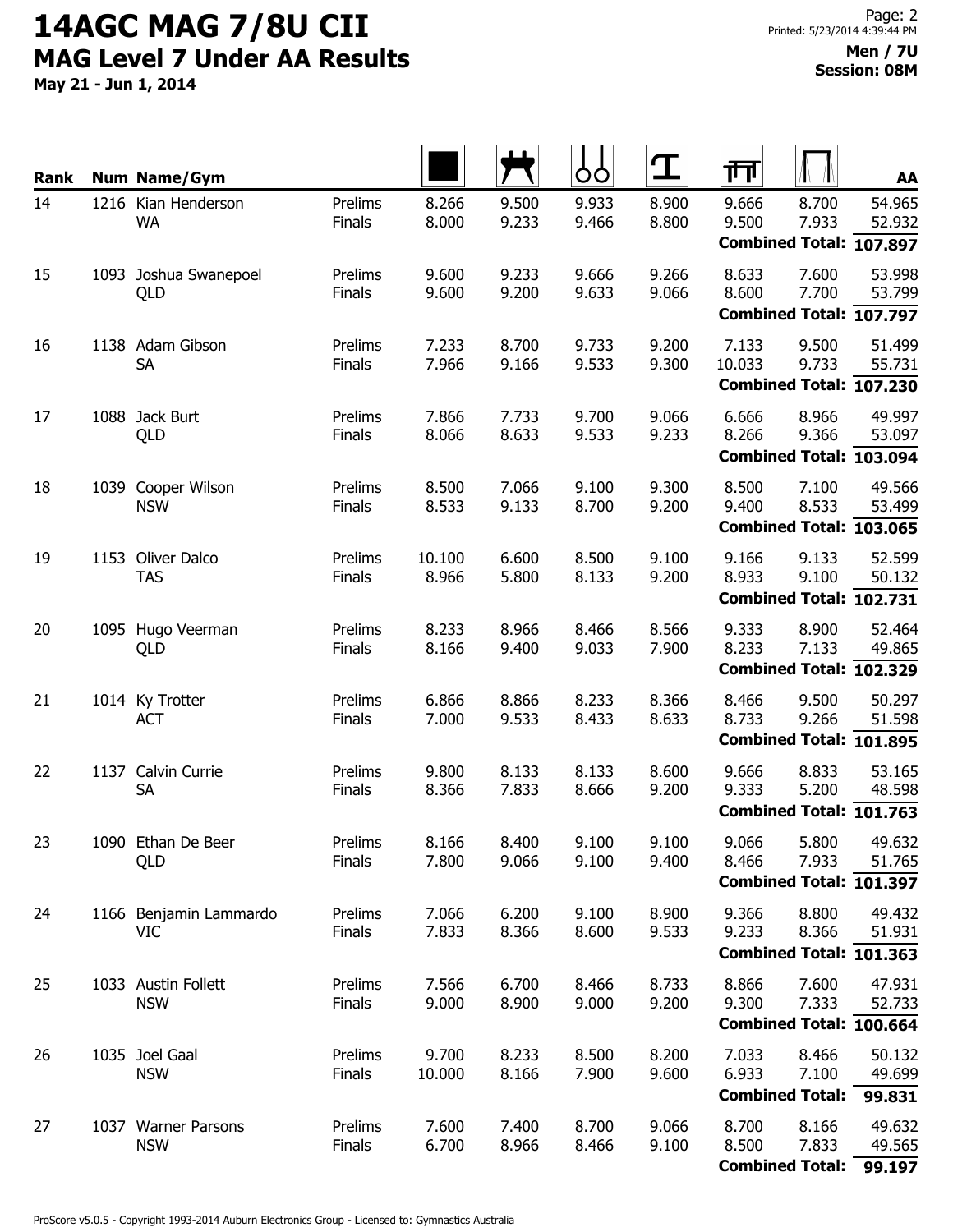# 14AGC MAG 7/8U CII

## MAG Level 7 Under AA Results

**May 21 - Jun 1, 2014**

**Men / 7U**
**Session: 08M**

| Rank | Num | Name/Gym | | Floor | Pommel Horse | Rings | Vault | Parallel Bars | High Bar | AA |
|---|---|---|---|---|---|---|---|---|---|---|
| 14 | 1216 | Kian Henderson | Prelims | 8.266 | 9.500 | 9.933 | 8.900 | 9.666 | 8.700 | 54.965 |
| | | WA | Finals | 8.000 | 9.233 | 9.466 | 8.800 | 9.500 | 7.933 | 52.932 |
| | | | | | | | | | **Combined Total:** | **107.897** |
| 15 | 1093 | Joshua Swanepoel | Prelims | 9.600 | 9.233 | 9.666 | 9.266 | 8.633 | 7.600 | 53.998 |
| | | QLD | Finals | 9.600 | 9.200 | 9.633 | 9.066 | 8.600 | 7.700 | 53.799 |
| | | | | | | | | | **Combined Total:** | **107.797** |
| 16 | 1138 | Adam Gibson | Prelims | 7.233 | 8.700 | 9.733 | 9.200 | 7.133 | 9.500 | 51.499 |
| | | SA | Finals | 7.966 | 9.166 | 9.533 | 9.300 | 10.033 | 9.733 | 55.731 |
| | | | | | | | | | **Combined Total:** | **107.230** |
| 17 | 1088 | Jack Burt | Prelims | 7.866 | 7.733 | 9.700 | 9.066 | 6.666 | 8.966 | 49.997 |
| | | QLD | Finals | 8.066 | 8.633 | 9.533 | 9.233 | 8.266 | 9.366 | 53.097 |
| | | | | | | | | | **Combined Total:** | **103.094** |
| 18 | 1039 | Cooper Wilson | Prelims | 8.500 | 7.066 | 9.100 | 9.300 | 8.500 | 7.100 | 49.566 |
| | | NSW | Finals | 8.533 | 9.133 | 8.700 | 9.200 | 9.400 | 8.533 | 53.499 |
| | | | | | | | | | **Combined Total:** | **103.065** |
| 19 | 1153 | Oliver Dalco | Prelims | 10.100 | 6.600 | 8.500 | 9.100 | 9.166 | 9.133 | 52.599 |
| | | TAS | Finals | 8.966 | 5.800 | 8.133 | 9.200 | 8.933 | 9.100 | 50.132 |
| | | | | | | | | | **Combined Total:** | **102.731** |
| 20 | 1095 | Hugo Veerman | Prelims | 8.233 | 8.966 | 8.466 | 8.566 | 9.333 | 8.900 | 52.464 |
| | | QLD | Finals | 8.166 | 9.400 | 9.033 | 7.900 | 8.233 | 7.133 | 49.865 |
| | | | | | | | | | **Combined Total:** | **102.329** |
| 21 | 1014 | Ky Trotter | Prelims | 6.866 | 8.866 | 8.233 | 8.366 | 8.466 | 9.500 | 50.297 |
| | | ACT | Finals | 7.000 | 9.533 | 8.433 | 8.633 | 8.733 | 9.266 | 51.598 |
| | | | | | | | | | **Combined Total:** | **101.895** |
| 22 | 1137 | Calvin Currie | Prelims | 9.800 | 8.133 | 8.133 | 8.600 | 9.666 | 8.833 | 53.165 |
| | | SA | Finals | 8.366 | 7.833 | 8.666 | 9.200 | 9.333 | 5.200 | 48.598 |
| | | | | | | | | | **Combined Total:** | **101.763** |
| 23 | 1090 | Ethan De Beer | Prelims | 8.166 | 8.400 | 9.100 | 9.100 | 9.066 | 5.800 | 49.632 |
| | | QLD | Finals | 7.800 | 9.066 | 9.100 | 9.400 | 8.466 | 7.933 | 51.765 |
| | | | | | | | | | **Combined Total:** | **101.397** |
| 24 | 1166 | Benjamin Lammardo | Prelims | 7.066 | 6.200 | 9.100 | 8.900 | 9.366 | 8.800 | 49.432 |
| | | VIC | Finals | 7.833 | 8.366 | 8.600 | 9.533 | 9.233 | 8.366 | 51.931 |
| | | | | | | | | | **Combined Total:** | **101.363** |
| 25 | 1033 | Austin Follett | Prelims | 7.566 | 6.700 | 8.466 | 8.733 | 8.866 | 7.600 | 47.931 |
| | | NSW | Finals | 9.000 | 8.900 | 9.000 | 9.200 | 9.300 | 7.333 | 52.733 |
| | | | | | | | | | **Combined Total:** | **100.664** |
| 26 | 1035 | Joel Gaal | Prelims | 9.700 | 8.233 | 8.500 | 8.200 | 7.033 | 8.466 | 50.132 |
| | | NSW | Finals | 10.000 | 8.166 | 7.900 | 9.600 | 6.933 | 7.100 | 49.699 |
| | | | | | | | | | **Combined Total:** | **99.831** |
| 27 | 1037 | Warner Parsons | Prelims | 7.600 | 7.400 | 8.700 | 9.066 | 8.700 | 8.166 | 49.632 |
| | | NSW | Finals | 6.700 | 8.966 | 8.466 | 9.100 | 8.500 | 7.833 | 49.565 |
| | | | | | | | | | **Combined Total:** | **99.197** |

ProScore v5.0.5 - Copyright 1993-2014 Auburn Electronics Group - Licensed to: Gymnastics Australia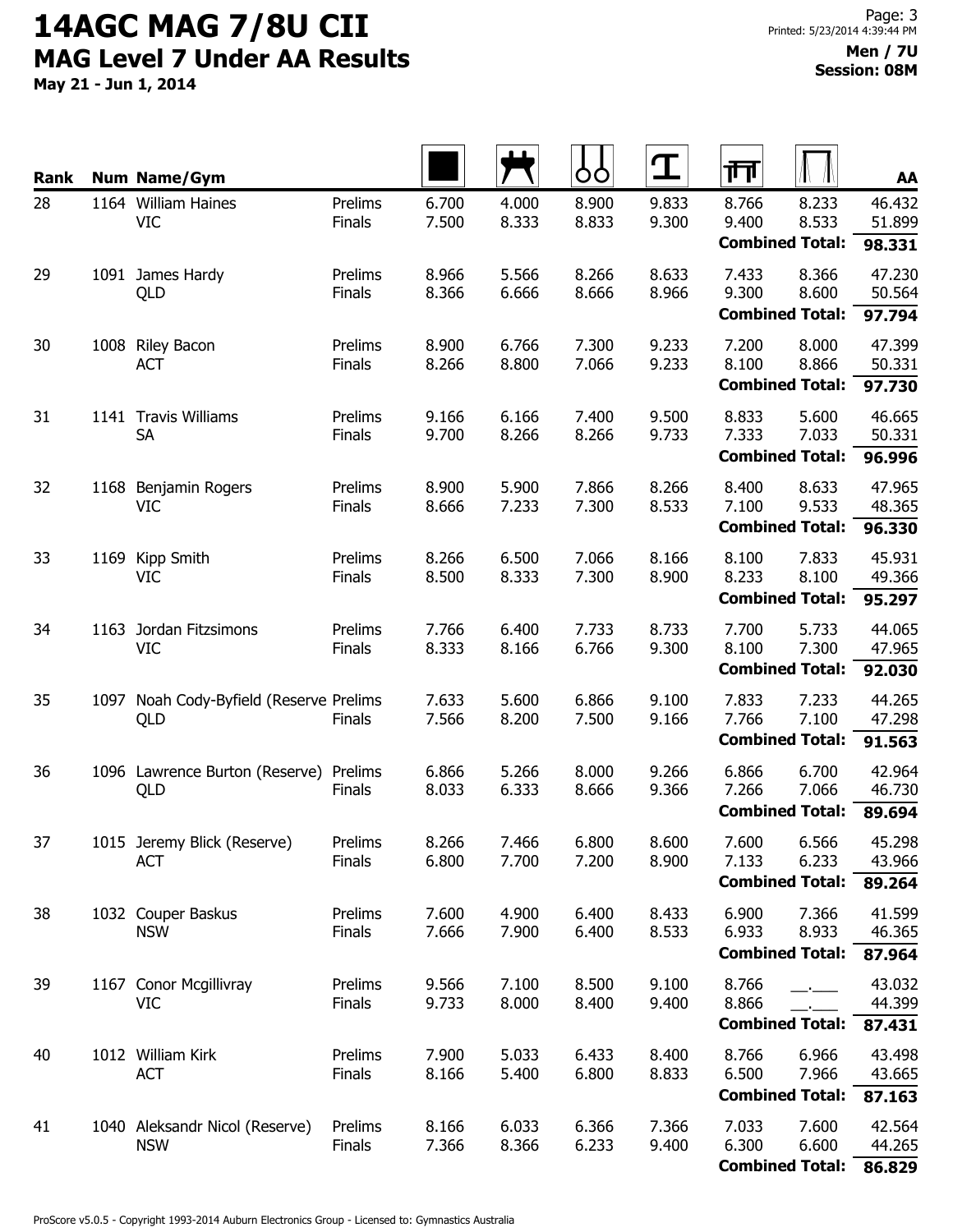# 14AGC MAG 7/8U CII

## MAG Level 7 Under AA Results

May 21 - Jun 1, 2014

**Men / 7U**
**Session: 08M**

| Rank | Num | Name/Gym | | Floor | Pommel Horse | Rings | Vault | Parallel Bars | High Bar | AA |
|---|---|---|---|---|---|---|---|---|---|---|
| 28 | 1164 | William Haines | Prelims | 6.700 | 4.000 | 8.900 | 9.833 | 8.766 | 8.233 | 46.432 |
| | | VIC | Finals | 7.500 | 8.333 | 8.833 | 9.300 | 9.400 | 8.533 | 51.899 |
| | | | | | | | | **Combined Total:** | | **98.331** |
| 29 | 1091 | James Hardy | Prelims | 8.966 | 5.566 | 8.266 | 8.633 | 7.433 | 8.366 | 47.230 |
| | | QLD | Finals | 8.366 | 6.666 | 8.666 | 8.966 | 9.300 | 8.600 | 50.564 |
| | | | | | | | | **Combined Total:** | | **97.794** |
| 30 | 1008 | Riley Bacon | Prelims | 8.900 | 6.766 | 7.300 | 9.233 | 7.200 | 8.000 | 47.399 |
| | | ACT | Finals | 8.266 | 8.800 | 7.066 | 9.233 | 8.100 | 8.866 | 50.331 |
| | | | | | | | | **Combined Total:** | | **97.730** |
| 31 | 1141 | Travis Williams | Prelims | 9.166 | 6.166 | 7.400 | 9.500 | 8.833 | 5.600 | 46.665 |
| | | SA | Finals | 9.700 | 8.266 | 8.266 | 9.733 | 7.333 | 7.033 | 50.331 |
| | | | | | | | | **Combined Total:** | | **96.996** |
| 32 | 1168 | Benjamin Rogers | Prelims | 8.900 | 5.900 | 7.866 | 8.266 | 8.400 | 8.633 | 47.965 |
| | | VIC | Finals | 8.666 | 7.233 | 7.300 | 8.533 | 7.100 | 9.533 | 48.365 |
| | | | | | | | | **Combined Total:** | | **96.330** |
| 33 | 1169 | Kipp Smith | Prelims | 8.266 | 6.500 | 7.066 | 8.166 | 8.100 | 7.833 | 45.931 |
| | | VIC | Finals | 8.500 | 8.333 | 7.300 | 8.900 | 8.233 | 8.100 | 49.366 |
| | | | | | | | | **Combined Total:** | | **95.297** |
| 34 | 1163 | Jordan Fitzsimons | Prelims | 7.766 | 6.400 | 7.733 | 8.733 | 7.700 | 5.733 | 44.065 |
| | | VIC | Finals | 8.333 | 8.166 | 6.766 | 9.300 | 8.100 | 7.300 | 47.965 |
| | | | | | | | | **Combined Total:** | | **92.030** |
| 35 | 1097 | Noah Cody-Byfield (Reserve | Prelims | 7.633 | 5.600 | 6.866 | 9.100 | 7.833 | 7.233 | 44.265 |
| | | QLD | Finals | 7.566 | 8.200 | 7.500 | 9.166 | 7.766 | 7.100 | 47.298 |
| | | | | | | | | **Combined Total:** | | **91.563** |
| 36 | 1096 | Lawrence Burton (Reserve) | Prelims | 6.866 | 5.266 | 8.000 | 9.266 | 6.866 | 6.700 | 42.964 |
| | | QLD | Finals | 8.033 | 6.333 | 8.666 | 9.366 | 7.266 | 7.066 | 46.730 |
| | | | | | | | | **Combined Total:** | | **89.694** |
| 37 | 1015 | Jeremy Blick (Reserve) | Prelims | 8.266 | 7.466 | 6.800 | 8.600 | 7.600 | 6.566 | 45.298 |
| | | ACT | Finals | 6.800 | 7.700 | 7.200 | 8.900 | 7.133 | 6.233 | 43.966 |
| | | | | | | | | **Combined Total:** | | **89.264** |
| 38 | 1032 | Couper Baskus | Prelims | 7.600 | 4.900 | 6.400 | 8.433 | 6.900 | 7.366 | 41.599 |
| | | NSW | Finals | 7.666 | 7.900 | 6.400 | 8.533 | 6.933 | 8.933 | 46.365 |
| | | | | | | | | **Combined Total:** | | **87.964** |
| 39 | 1167 | Conor Mcgillivray | Prelims | 9.566 | 7.100 | 8.500 | 9.100 | 8.766 | \_\_.\_\_\_ | 43.032 |
| | | VIC | Finals | 9.733 | 8.000 | 8.400 | 9.400 | 8.866 | \_\_.\_\_\_ | 44.399 |
| | | | | | | | | **Combined Total:** | | **87.431** |
| 40 | 1012 | William Kirk | Prelims | 7.900 | 5.033 | 6.433 | 8.400 | 8.766 | 6.966 | 43.498 |
| | | ACT | Finals | 8.166 | 5.400 | 6.800 | 8.833 | 6.500 | 7.966 | 43.665 |
| | | | | | | | | **Combined Total:** | | **87.163** |
| 41 | 1040 | Aleksandr Nicol (Reserve) | Prelims | 8.166 | 6.033 | 6.366 | 7.366 | 7.033 | 7.600 | 42.564 |
| | | NSW | Finals | 7.366 | 8.366 | 6.233 | 9.400 | 6.300 | 6.600 | 44.265 |
| | | | | | | | | **Combined Total:** | | **86.829** |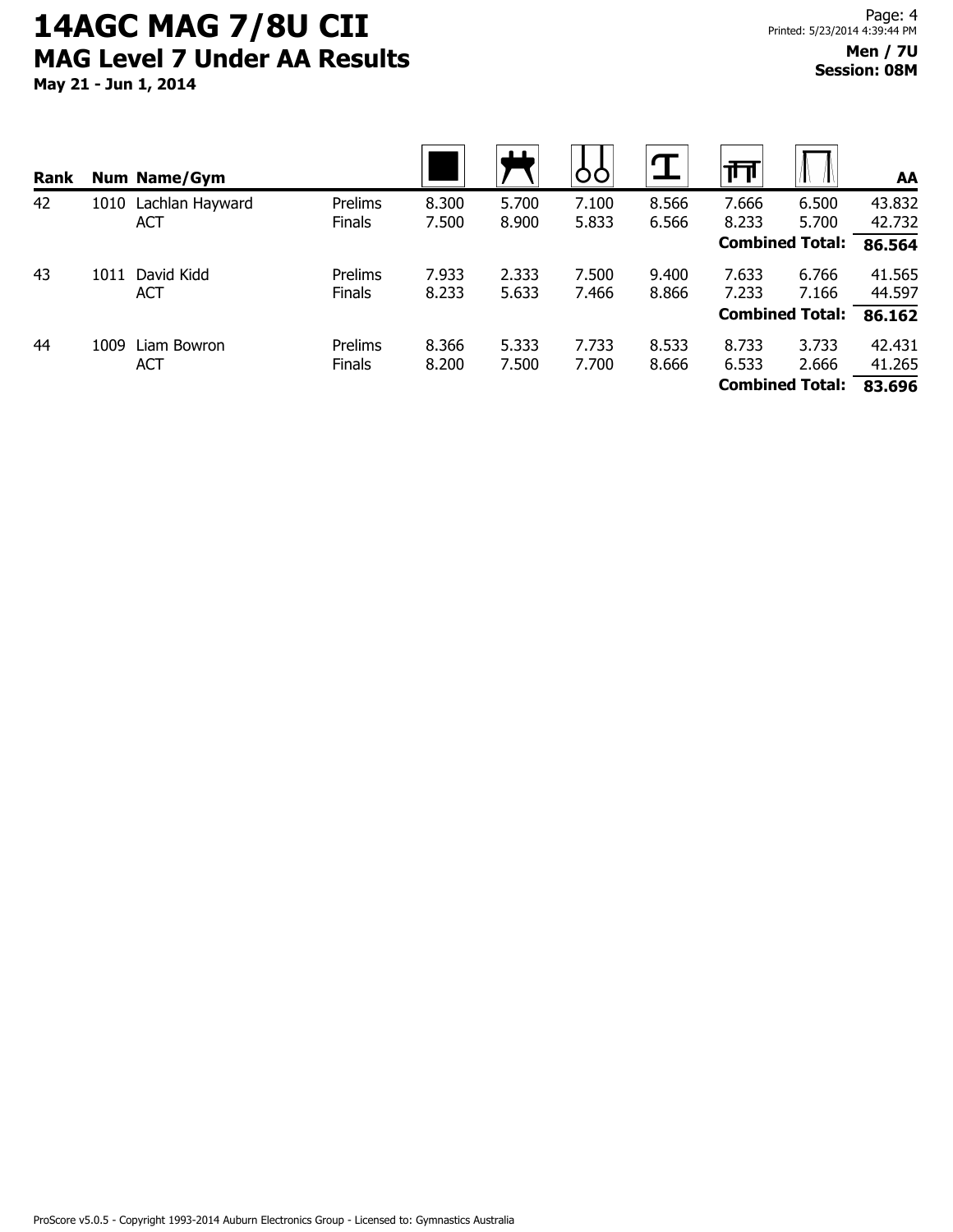# 14AGC MAG 7/8U CII

## MAG Level 7 Under AA Results

**May 21 - Jun 1, 2014**

**Men / 7U**
**Session: 08M**

| Rank | Num | Name/Gym | | Floor | Pommel Horse | Rings | Vault | Parallel Bars | High Bar | AA |
|---|---|---|---|---|---|---|---|---|---|---|
| 42 | 1010 | Lachlan Hayward | Prelims | 8.300 | 5.700 | 7.100 | 8.566 | 7.666 | 6.500 | 43.832 |
| | | ACT | Finals | 7.500 | 8.900 | 5.833 | 6.566 | 8.233 | 5.700 | 42.732 |
| | | | | | | | | **Combined Total:** | | **86.564** |
| 43 | 1011 | David Kidd | Prelims | 7.933 | 2.333 | 7.500 | 9.400 | 7.633 | 6.766 | 41.565 |
| | | ACT | Finals | 8.233 | 5.633 | 7.466 | 8.866 | 7.233 | 7.166 | 44.597 |
| | | | | | | | | **Combined Total:** | | **86.162** |
| 44 | 1009 | Liam Bowron | Prelims | 8.366 | 5.333 | 7.733 | 8.533 | 8.733 | 3.733 | 42.431 |
| | | ACT | Finals | 8.200 | 7.500 | 7.700 | 8.666 | 6.533 | 2.666 | 41.265 |
| | | | | | | | | **Combined Total:** | | **83.696** |

ProScore v5.0.5 - Copyright 1993-2014 Auburn Electronics Group - Licensed to: Gymnastics Australia